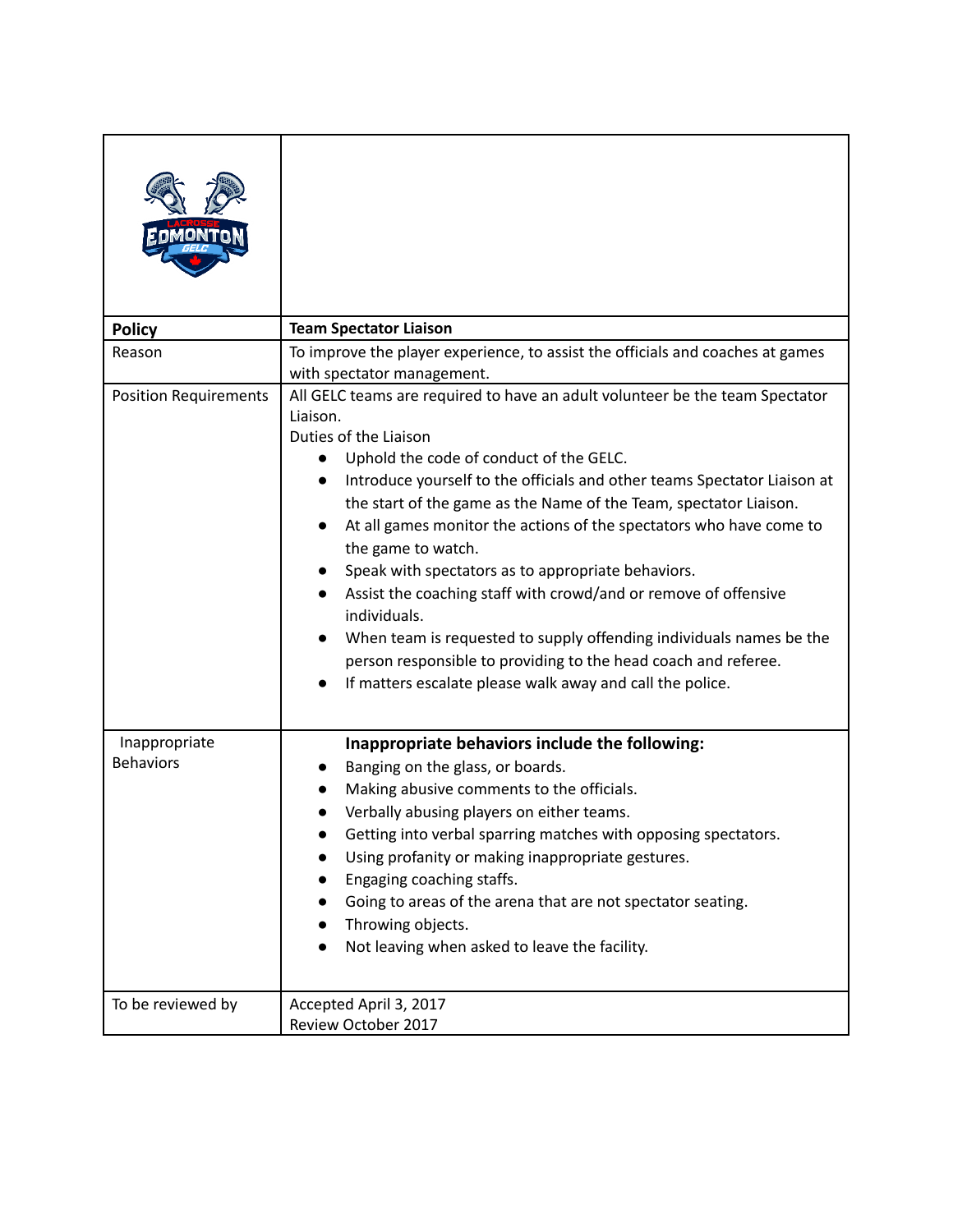| Policy | Team Spectator Liaison |
| --- | --- |
| Reason | To improve the player experience, to assist the officials and coaches at games with spectator management. |
| Position Requirements | All GELC teams are required to have an adult volunteer be the team Spectator Liaison.<br>Duties of the Liaison<br>● Uphold the code of conduct of the GELC.<br>● Introduce yourself to the officials and other teams Spectator Liaison at the start of the game as the Name of the Team, spectator Liaison.<br>● At all games monitor the actions of the spectators who have come to the game to watch.<br>● Speak with spectators as to appropriate behaviors.<br>● Assist the coaching staff with crowd/and or remove of offensive individuals.<br>● When team is requested to supply offending individuals names be the person responsible to providing to the head coach and referee.<br>● If matters escalate please walk away and call the police. |
| Inappropriate Behaviors | **Inappropriate behaviors include the following:**<br>● Banging on the glass, or boards.<br>● Making abusive comments to the officials.<br>● Verbally abusing players on either teams.<br>● Getting into verbal sparring matches with opposing spectators.<br>● Using profanity or making inappropriate gestures.<br>● Engaging coaching staffs.<br>● Going to areas of the arena that are not spectator seating.<br>● Throwing objects.<br>● Not leaving when asked to leave the facility. |
| To be reviewed by | Accepted April 3, 2017<br>Review October 2017 |